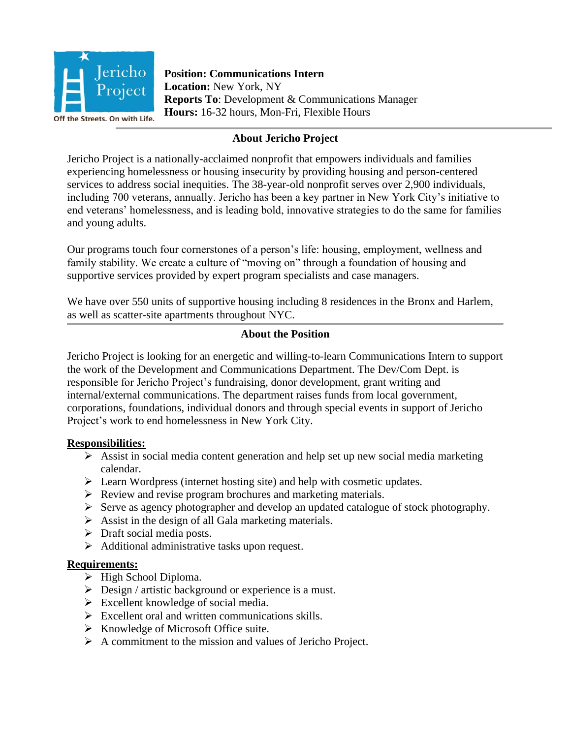Jericho Project
Off the Streets. On with Life.

**Position: Communications Intern**
**Location:** New York, NY
**Reports To**: Development & Communications Manager
**Hours:** 16-32 hours, Mon-Fri, Flexible Hours

## About Jericho Project

Jericho Project is a nationally-acclaimed nonprofit that empowers individuals and families experiencing homelessness or housing insecurity by providing housing and person-centered services to address social inequities. The 38-year-old nonprofit serves over 2,900 individuals, including 700 veterans, annually. Jericho has been a key partner in New York City's initiative to end veterans' homelessness, and is leading bold, innovative strategies to do the same for families and young adults.

Our programs touch four cornerstones of a person's life: housing, employment, wellness and family stability. We create a culture of "moving on" through a foundation of housing and supportive services provided by expert program specialists and case managers.

We have over 550 units of supportive housing including 8 residences in the Bronx and Harlem, as well as scatter-site apartments throughout NYC.

## About the Position

Jericho Project is looking for an energetic and willing-to-learn Communications Intern to support the work of the Development and Communications Department. The Dev/Com Dept. is responsible for Jericho Project's fundraising, donor development, grant writing and internal/external communications. The department raises funds from local government, corporations, foundations, individual donors and through special events in support of Jericho Project's work to end homelessness in New York City.

**Responsibilities:**

- Assist in social media content generation and help set up new social media marketing calendar.
- Learn Wordpress (internet hosting site) and help with cosmetic updates.
- Review and revise program brochures and marketing materials.
- Serve as agency photographer and develop an updated catalogue of stock photography.
- Assist in the design of all Gala marketing materials.
- Draft social media posts.
- Additional administrative tasks upon request.

**Requirements:**

- High School Diploma.
- Design / artistic background or experience is a must.
- Excellent knowledge of social media.
- Excellent oral and written communications skills.
- Knowledge of Microsoft Office suite.
- A commitment to the mission and values of Jericho Project.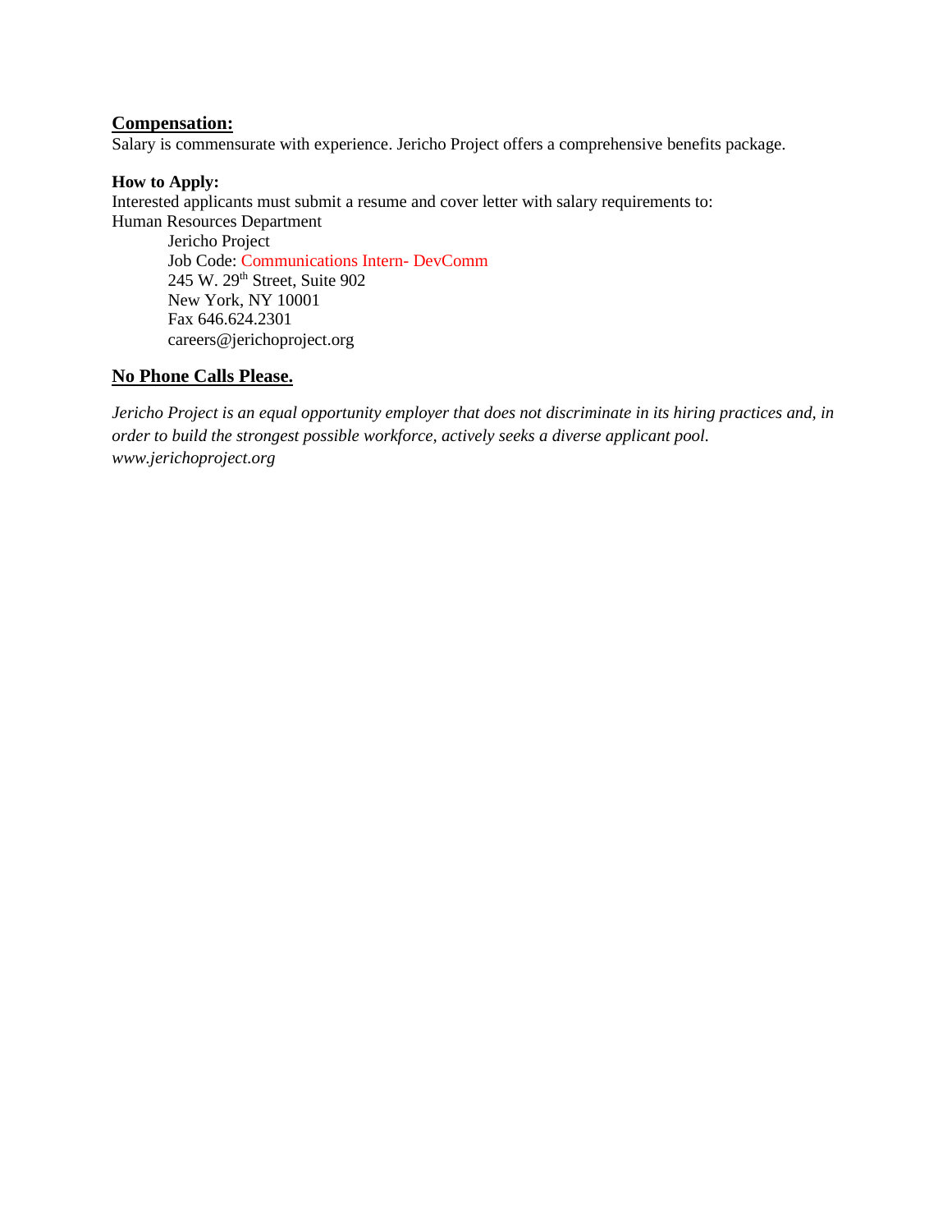**Compensation:**

Salary is commensurate with experience. Jericho Project offers a comprehensive benefits package.

**How to Apply:**

Interested applicants must submit a resume and cover letter with salary requirements to:

Human Resources Department
Jericho Project
Job Code: Communications Intern- DevComm
245 W. 29th Street, Suite 902
New York, NY 10001
Fax 646.624.2301
careers@jerichoproject.org

**No Phone Calls Please.**

*Jericho Project is an equal opportunity employer that does not discriminate in its hiring practices and, in order to build the strongest possible workforce, actively seeks a diverse applicant pool.*
*www.jerichoproject.org*